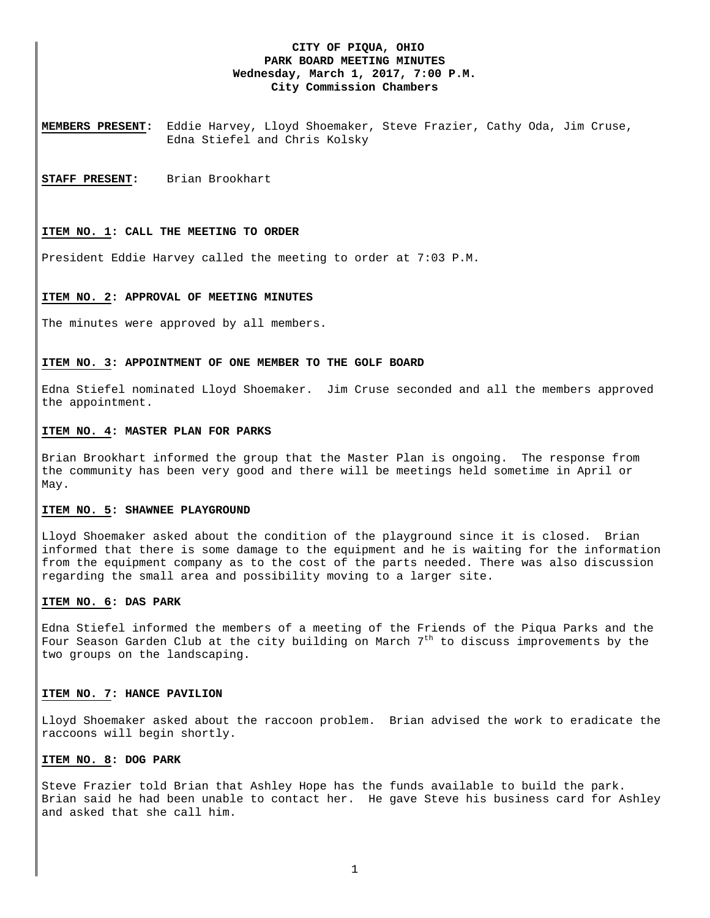# CITY OF PIQUA, OHIO
## PARK BOARD MEETING MINUTES
**Wednesday, March 1, 2017, 7:00 P.M.**
**City Commission Chambers**

**MEMBERS PRESENT:** Eddie Harvey, Lloyd Shoemaker, Steve Frazier, Cathy Oda, Jim Cruse, Edna Stiefel and Chris Kolsky

**STAFF PRESENT:** Brian Brookhart

### ITEM NO. 1: CALL THE MEETING TO ORDER

President Eddie Harvey called the meeting to order at 7:03 P.M.

### ITEM NO. 2: APPROVAL OF MEETING MINUTES

The minutes were approved by all members.

### ITEM NO. 3: APPOINTMENT OF ONE MEMBER TO THE GOLF BOARD

Edna Stiefel nominated Lloyd Shoemaker. Jim Cruse seconded and all the members approved the appointment.

### ITEM NO. 4: MASTER PLAN FOR PARKS

Brian Brookhart informed the group that the Master Plan is ongoing. The response from the community has been very good and there will be meetings held sometime in April or May.

### ITEM NO. 5: SHAWNEE PLAYGROUND

Lloyd Shoemaker asked about the condition of the playground since it is closed. Brian informed that there is some damage to the equipment and he is waiting for the information from the equipment company as to the cost of the parts needed. There was also discussion regarding the small area and possibility moving to a larger site.

### ITEM NO. 6: DAS PARK

Edna Stiefel informed the members of a meeting of the Friends of the Piqua Parks and the Four Season Garden Club at the city building on March 7th to discuss improvements by the two groups on the landscaping.

### ITEM NO. 7: HANCE PAVILION

Lloyd Shoemaker asked about the raccoon problem. Brian advised the work to eradicate the raccoons will begin shortly.

### ITEM NO. 8: DOG PARK

Steve Frazier told Brian that Ashley Hope has the funds available to build the park. Brian said he had been unable to contact her. He gave Steve his business card for Ashley and asked that she call him.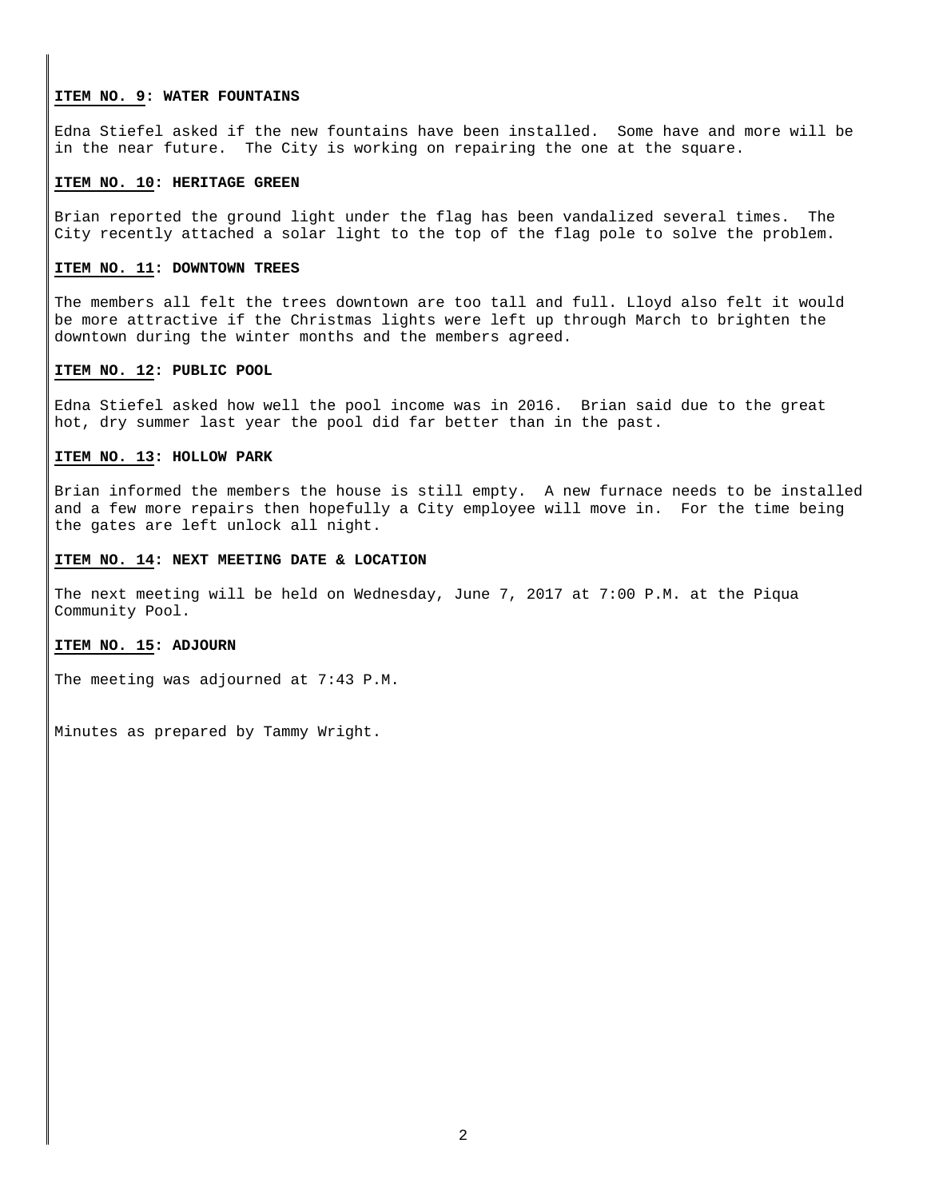**ITEM NO. 9: WATER FOUNTAINS**

Edna Stiefel asked if the new fountains have been installed. Some have and more will be in the near future. The City is working on repairing the one at the square.

**ITEM NO. 10: HERITAGE GREEN**

Brian reported the ground light under the flag has been vandalized several times. The City recently attached a solar light to the top of the flag pole to solve the problem.

**ITEM NO. 11: DOWNTOWN TREES**

The members all felt the trees downtown are too tall and full. Lloyd also felt it would be more attractive if the Christmas lights were left up through March to brighten the downtown during the winter months and the members agreed.

**ITEM NO. 12: PUBLIC POOL**

Edna Stiefel asked how well the pool income was in 2016. Brian said due to the great hot, dry summer last year the pool did far better than in the past.

**ITEM NO. 13: HOLLOW PARK**

Brian informed the members the house is still empty. A new furnace needs to be installed and a few more repairs then hopefully a City employee will move in. For the time being the gates are left unlock all night.

**ITEM NO. 14: NEXT MEETING DATE & LOCATION**

The next meeting will be held on Wednesday, June 7, 2017 at 7:00 P.M. at the Piqua Community Pool.

**ITEM NO. 15: ADJOURN**

The meeting was adjourned at 7:43 P.M.

Minutes as prepared by Tammy Wright.